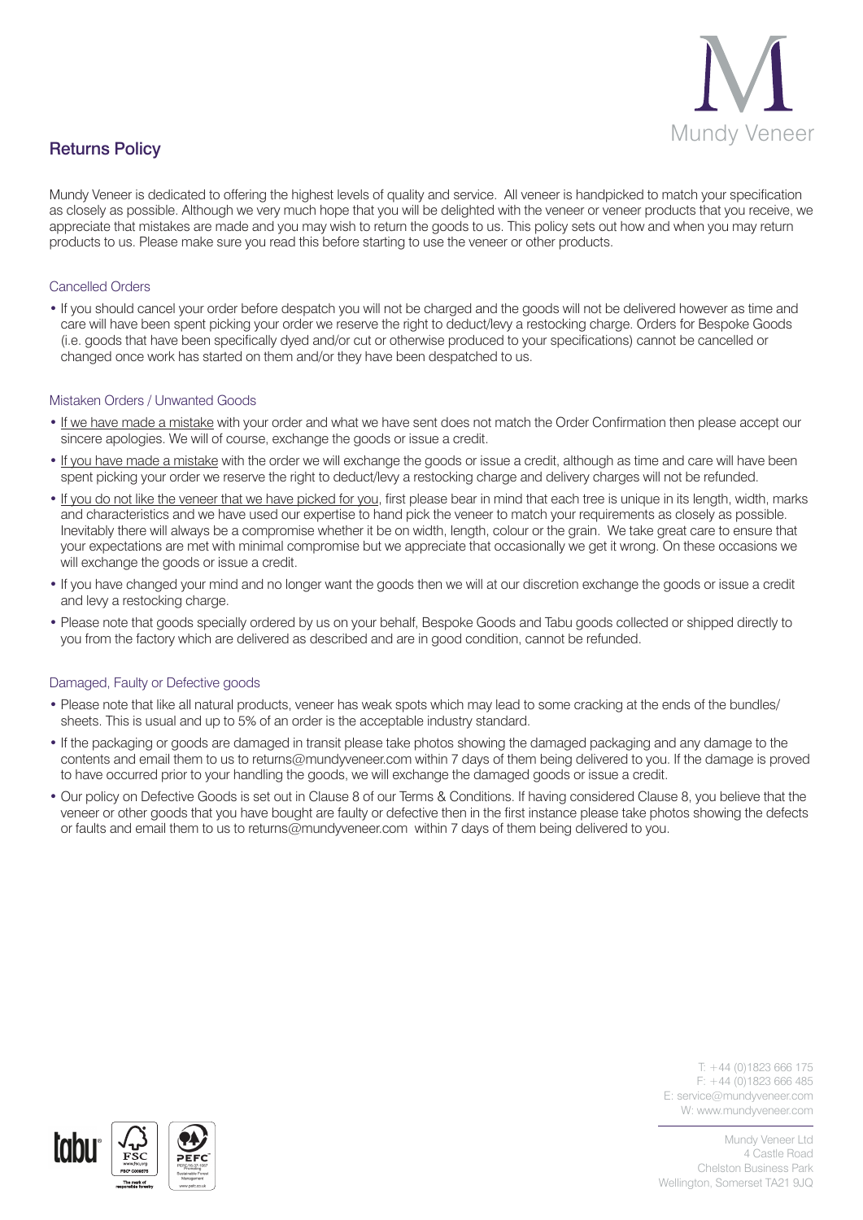Mundy Veneer

# Returns Policy

Mundy Veneer is dedicated to offering the highest levels of quality and service. All veneer is handpicked to match your specification as closely as possible. Although we very much hope that you will be delighted with the veneer or veneer products that you receive, we appreciate that mistakes are made and you may wish to return the goods to us. This policy sets out how and when you may return products to us. Please make sure you read this before starting to use the veneer or other products.

## Cancelled Orders

- If you should cancel your order before despatch you will not be charged and the goods will not be delivered however as time and care will have been spent picking your order we reserve the right to deduct/levy a restocking charge. Orders for Bespoke Goods (i.e. goods that have been specifically dyed and/or cut or otherwise produced to your specifications) cannot be cancelled or changed once work has started on them and/or they have been despatched to us.

## Mistaken Orders / Unwanted Goods

- If we have made a mistake with your order and what we have sent does not match the Order Confirmation then please accept our sincere apologies. We will of course, exchange the goods or issue a credit.
- If you have made a mistake with the order we will exchange the goods or issue a credit, although as time and care will have been spent picking your order we reserve the right to deduct/levy a restocking charge and delivery charges will not be refunded.
- If you do not like the veneer that we have picked for you, first please bear in mind that each tree is unique in its length, width, marks and characteristics and we have used our expertise to hand pick the veneer to match your requirements as closely as possible. Inevitably there will always be a compromise whether it be on width, length, colour or the grain. We take great care to ensure that your expectations are met with minimal compromise but we appreciate that occasionally we get it wrong. On these occasions we will exchange the goods or issue a credit.
- If you have changed your mind and no longer want the goods then we will at our discretion exchange the goods or issue a credit and levy a restocking charge.
- Please note that goods specially ordered by us on your behalf, Bespoke Goods and Tabu goods collected or shipped directly to you from the factory which are delivered as described and are in good condition, cannot be refunded.

## Damaged, Faulty or Defective goods

- Please note that like all natural products, veneer has weak spots which may lead to some cracking at the ends of the bundles/ sheets. This is usual and up to 5% of an order is the acceptable industry standard.
- If the packaging or goods are damaged in transit please take photos showing the damaged packaging and any damage to the contents and email them to us to returns@mundyveneer.com within 7 days of them being delivered to you. If the damage is proved to have occurred prior to your handling the goods, we will exchange the damaged goods or issue a credit.
- Our policy on Defective Goods is set out in Clause 8 of our Terms & Conditions. If having considered Clause 8, you believe that the veneer or other goods that you have bought are faulty or defective then in the first instance please take photos showing the defects or faults and email them to us to returns@mundyveneer.com within 7 days of them being delivered to you.

T: +44 (0)1823 666 175
F: +44 (0)1823 666 485
E: service@mundyveneer.com
W: www.mundyveneer.com

Mundy Veneer Ltd
4 Castle Road
Chelston Business Park
Wellington, Somerset TA21 9JQ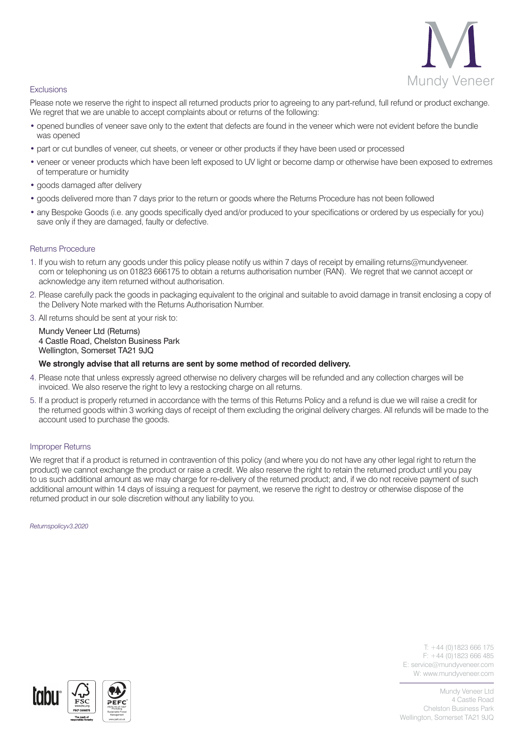## Exclusions

Please note we reserve the right to inspect all returned products prior to agreeing to any part-refund, full refund or product exchange. We regret that we are unable to accept complaints about or returns of the following:

- opened bundles of veneer save only to the extent that defects are found in the veneer which were not evident before the bundle was opened
- part or cut bundles of veneer, cut sheets, or veneer or other products if they have been used or processed
- veneer or veneer products which have been left exposed to UV light or become damp or otherwise have been exposed to extremes of temperature or humidity
- goods damaged after delivery
- goods delivered more than 7 days prior to the return or goods where the Returns Procedure has not been followed
- any Bespoke Goods (i.e. any goods specifically dyed and/or produced to your specifications or ordered by us especially for you) save only if they are damaged, faulty or defective.

## Returns Procedure

1. If you wish to return any goods under this policy please notify us within 7 days of receipt by emailing returns@mundyveneer.com or telephoning us on 01823 666175 to obtain a returns authorisation number (RAN). We regret that we cannot accept or acknowledge any item returned without authorisation.
2. Please carefully pack the goods in packaging equivalent to the original and suitable to avoid damage in transit enclosing a copy of the Delivery Note marked with the Returns Authorisation Number.
3. All returns should be sent at your risk to:

   Mundy Veneer Ltd (Returns)
   4 Castle Road, Chelston Business Park
   Wellington, Somerset TA21 9JQ

   **We strongly advise that all returns are sent by some method of recorded delivery.**

4. Please note that unless expressly agreed otherwise no delivery charges will be refunded and any collection charges will be invoiced. We also reserve the right to levy a restocking charge on all returns.
5. If a product is properly returned in accordance with the terms of this Returns Policy and a refund is due we will raise a credit for the returned goods within 3 working days of receipt of them excluding the original delivery charges. All refunds will be made to the account used to purchase the goods.

## Improper Returns

We regret that if a product is returned in contravention of this policy (and where you do not have any other legal right to return the product) we cannot exchange the product or raise a credit. We also reserve the right to retain the returned product until you pay to us such additional amount as we may charge for re-delivery of the returned product; and, if we do not receive payment of such additional amount within 14 days of issuing a request for payment, we reserve the right to destroy or otherwise dispose of the returned product in our sole discretion without any liability to you.

*Returnspolicyv3.2020*

T: +44 (0)1823 666 175
F: +44 (0)1823 666 485
E: service@mundyveneer.com
W: www.mundyveneer.com

Mundy Veneer Ltd
4 Castle Road
Chelston Business Park
Wellington, Somerset TA21 9JQ